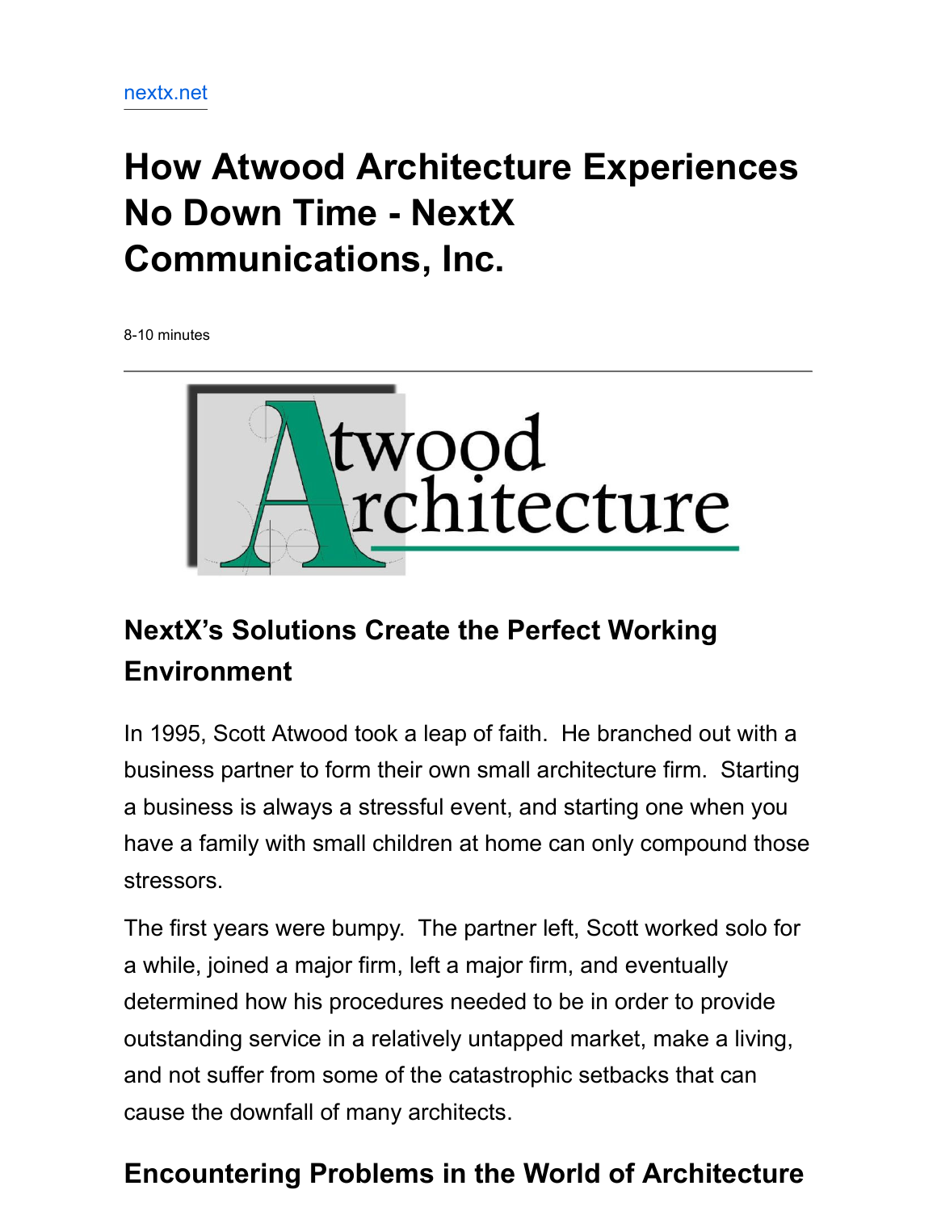nextx.net

# How Atwood Architecture Experiences No Down Time - NextX Communications, Inc.

8-10 minutes

---

## NextX's Solutions Create the Perfect Working Environment

In 1995, Scott Atwood took a leap of faith. He branched out with a business partner to form their own small architecture firm. Starting a business is always a stressful event, and starting one when you have a family with small children at home can only compound those stressors.

The first years were bumpy. The partner left, Scott worked solo for a while, joined a major firm, left a major firm, and eventually determined how his procedures needed to be in order to provide outstanding service in a relatively untapped market, make a living, and not suffer from some of the catastrophic setbacks that can cause the downfall of many architects.

## Encountering Problems in the World of Architecture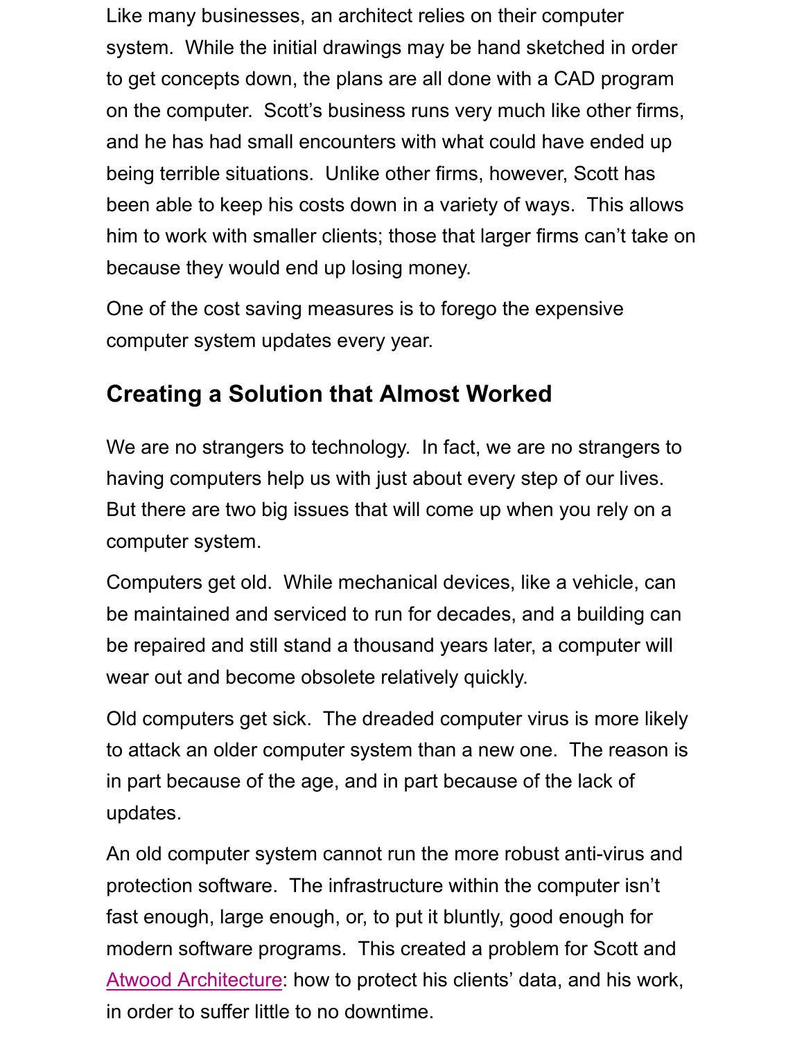Like many businesses, an architect relies on their computer system. While the initial drawings may be hand sketched in order to get concepts down, the plans are all done with a CAD program on the computer. Scott's business runs very much like other firms, and he has had small encounters with what could have ended up being terrible situations. Unlike other firms, however, Scott has been able to keep his costs down in a variety of ways. This allows him to work with smaller clients; those that larger firms can't take on because they would end up losing money.

One of the cost saving measures is to forego the expensive computer system updates every year.

## Creating a Solution that Almost Worked

We are no strangers to technology. In fact, we are no strangers to having computers help us with just about every step of our lives. But there are two big issues that will come up when you rely on a computer system.

Computers get old. While mechanical devices, like a vehicle, can be maintained and serviced to run for decades, and a building can be repaired and still stand a thousand years later, a computer will wear out and become obsolete relatively quickly.

Old computers get sick. The dreaded computer virus is more likely to attack an older computer system than a new one. The reason is in part because of the age, and in part because of the lack of updates.

An old computer system cannot run the more robust anti-virus and protection software. The infrastructure within the computer isn't fast enough, large enough, or, to put it bluntly, good enough for modern software programs. This created a problem for Scott and Atwood Architecture: how to protect his clients' data, and his work, in order to suffer little to no downtime.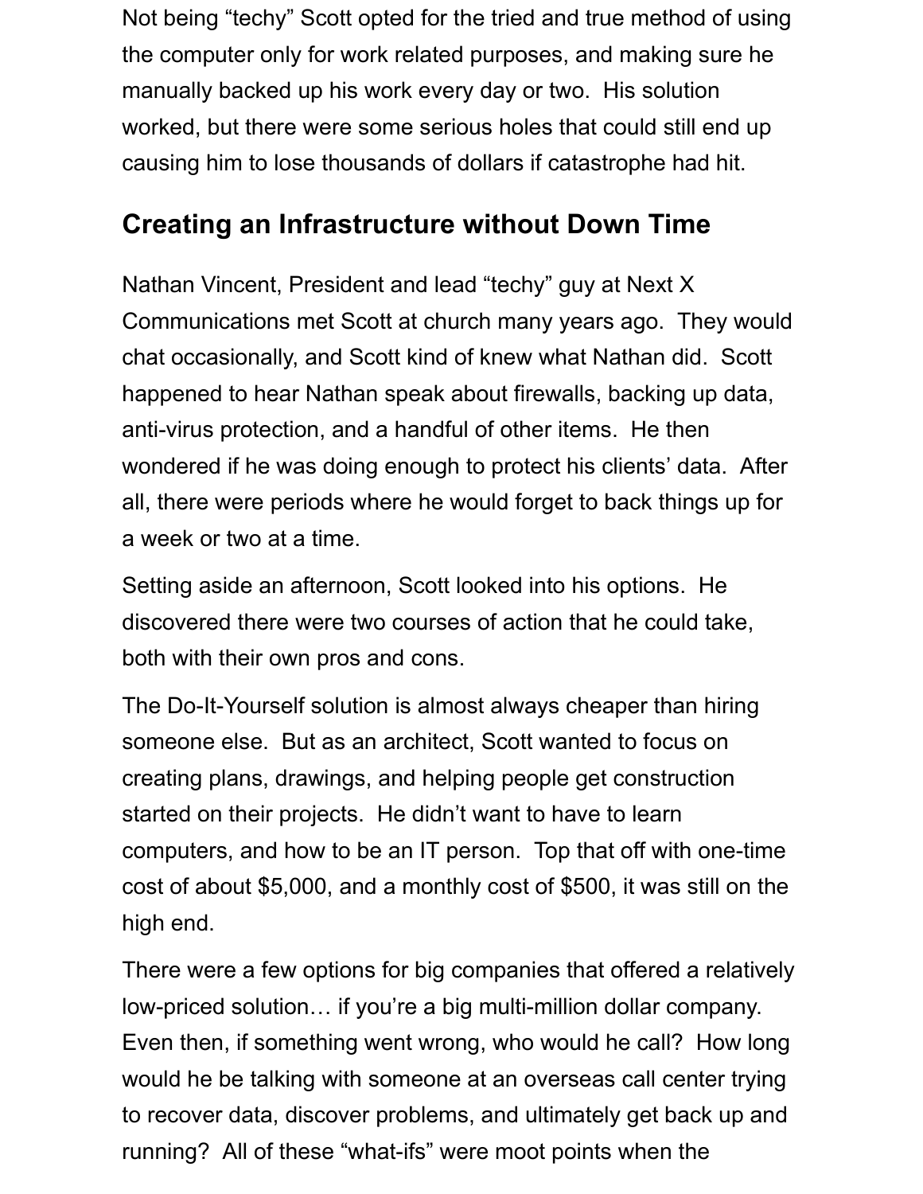Not being "techy" Scott opted for the tried and true method of using the computer only for work related purposes, and making sure he manually backed up his work every day or two. His solution worked, but there were some serious holes that could still end up causing him to lose thousands of dollars if catastrophe had hit.

## Creating an Infrastructure without Down Time

Nathan Vincent, President and lead "techy" guy at Next X Communications met Scott at church many years ago. They would chat occasionally, and Scott kind of knew what Nathan did. Scott happened to hear Nathan speak about firewalls, backing up data, anti-virus protection, and a handful of other items. He then wondered if he was doing enough to protect his clients' data. After all, there were periods where he would forget to back things up for a week or two at a time.

Setting aside an afternoon, Scott looked into his options. He discovered there were two courses of action that he could take, both with their own pros and cons.

The Do-It-Yourself solution is almost always cheaper than hiring someone else. But as an architect, Scott wanted to focus on creating plans, drawings, and helping people get construction started on their projects. He didn't want to have to learn computers, and how to be an IT person. Top that off with one-time cost of about $5,000, and a monthly cost of $500, it was still on the high end.

There were a few options for big companies that offered a relatively low-priced solution… if you're a big multi-million dollar company. Even then, if something went wrong, who would he call? How long would he be talking with someone at an overseas call center trying to recover data, discover problems, and ultimately get back up and running? All of these "what-ifs" were moot points when the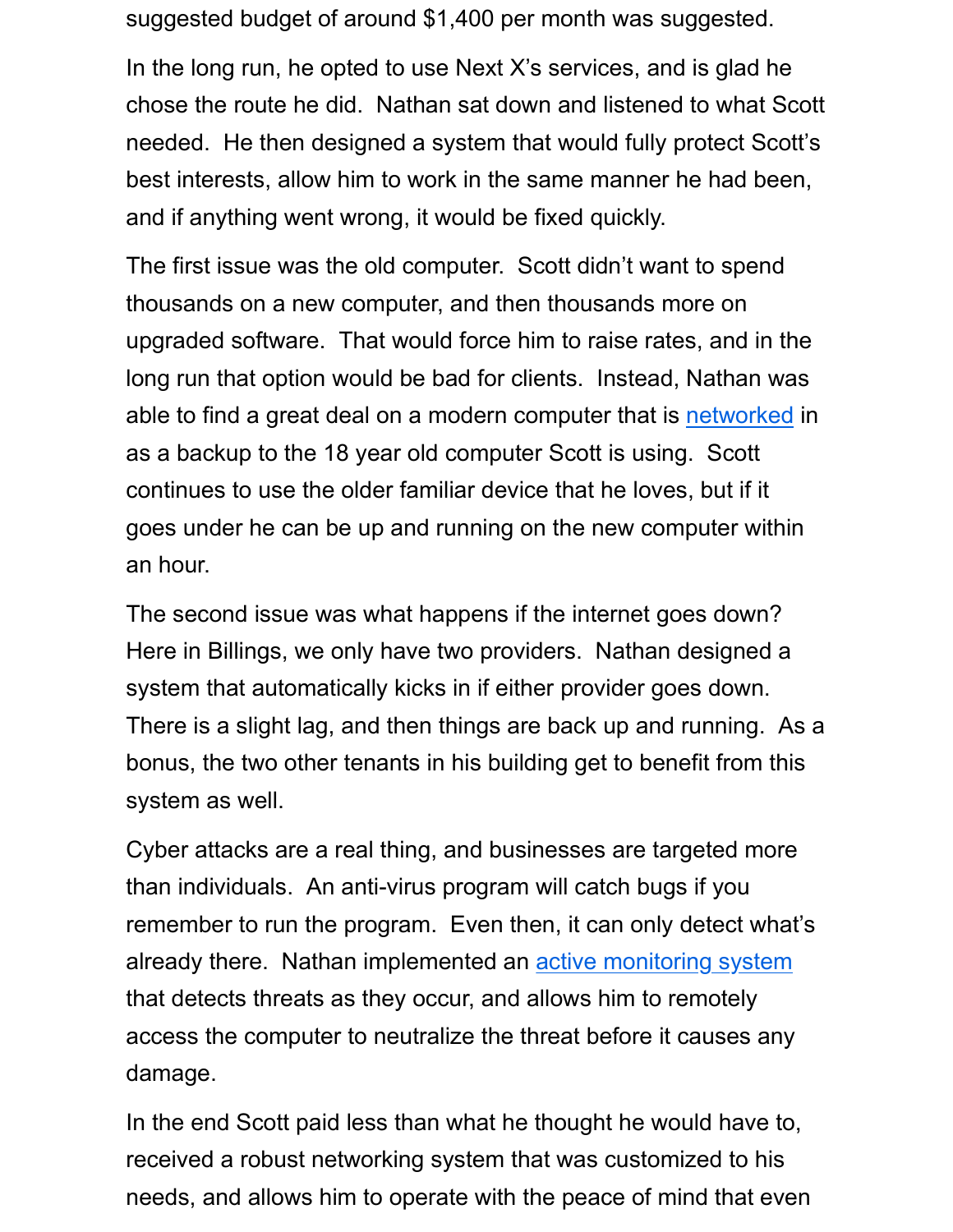suggested budget of around $1,400 per month was suggested.

In the long run, he opted to use Next X's services, and is glad he chose the route he did. Nathan sat down and listened to what Scott needed. He then designed a system that would fully protect Scott's best interests, allow him to work in the same manner he had been, and if anything went wrong, it would be fixed quickly.

The first issue was the old computer. Scott didn't want to spend thousands on a new computer, and then thousands more on upgraded software. That would force him to raise rates, and in the long run that option would be bad for clients. Instead, Nathan was able to find a great deal on a modern computer that is networked in as a backup to the 18 year old computer Scott is using. Scott continues to use the older familiar device that he loves, but if it goes under he can be up and running on the new computer within an hour.

The second issue was what happens if the internet goes down? Here in Billings, we only have two providers. Nathan designed a system that automatically kicks in if either provider goes down. There is a slight lag, and then things are back up and running. As a bonus, the two other tenants in his building get to benefit from this system as well.

Cyber attacks are a real thing, and businesses are targeted more than individuals. An anti-virus program will catch bugs if you remember to run the program. Even then, it can only detect what's already there. Nathan implemented an active monitoring system that detects threats as they occur, and allows him to remotely access the computer to neutralize the threat before it causes any damage.

In the end Scott paid less than what he thought he would have to, received a robust networking system that was customized to his needs, and allows him to operate with the peace of mind that even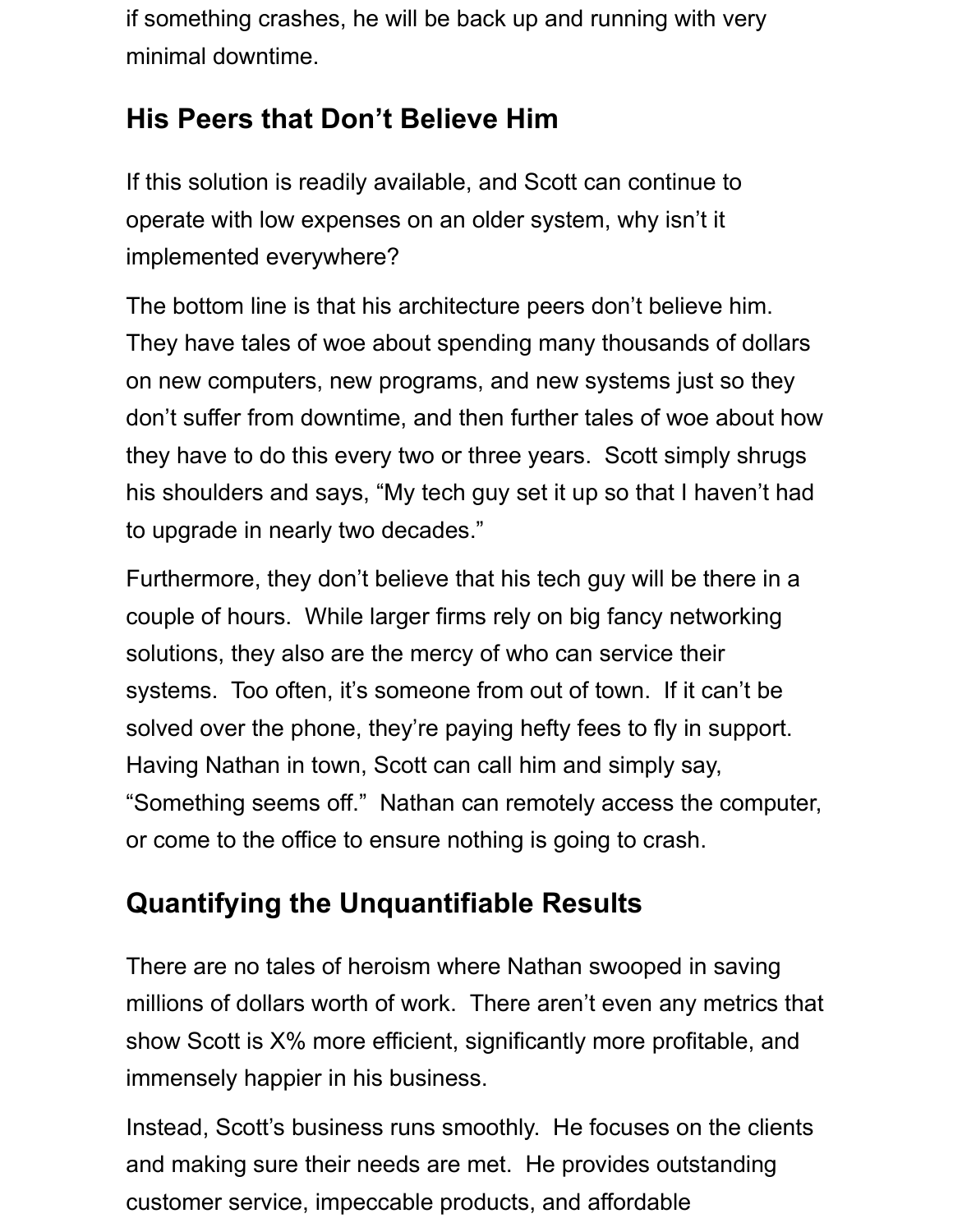if something crashes, he will be back up and running with very minimal downtime.

## His Peers that Don't Believe Him

If this solution is readily available, and Scott can continue to operate with low expenses on an older system, why isn't it implemented everywhere?

The bottom line is that his architecture peers don't believe him. They have tales of woe about spending many thousands of dollars on new computers, new programs, and new systems just so they don't suffer from downtime, and then further tales of woe about how they have to do this every two or three years. Scott simply shrugs his shoulders and says, "My tech guy set it up so that I haven't had to upgrade in nearly two decades."

Furthermore, they don't believe that his tech guy will be there in a couple of hours. While larger firms rely on big fancy networking solutions, they also are the mercy of who can service their systems. Too often, it's someone from out of town. If it can't be solved over the phone, they're paying hefty fees to fly in support. Having Nathan in town, Scott can call him and simply say, "Something seems off." Nathan can remotely access the computer, or come to the office to ensure nothing is going to crash.

## Quantifying the Unquantifiable Results

There are no tales of heroism where Nathan swooped in saving millions of dollars worth of work. There aren't even any metrics that show Scott is X% more efficient, significantly more profitable, and immensely happier in his business.

Instead, Scott's business runs smoothly. He focuses on the clients and making sure their needs are met. He provides outstanding customer service, impeccable products, and affordable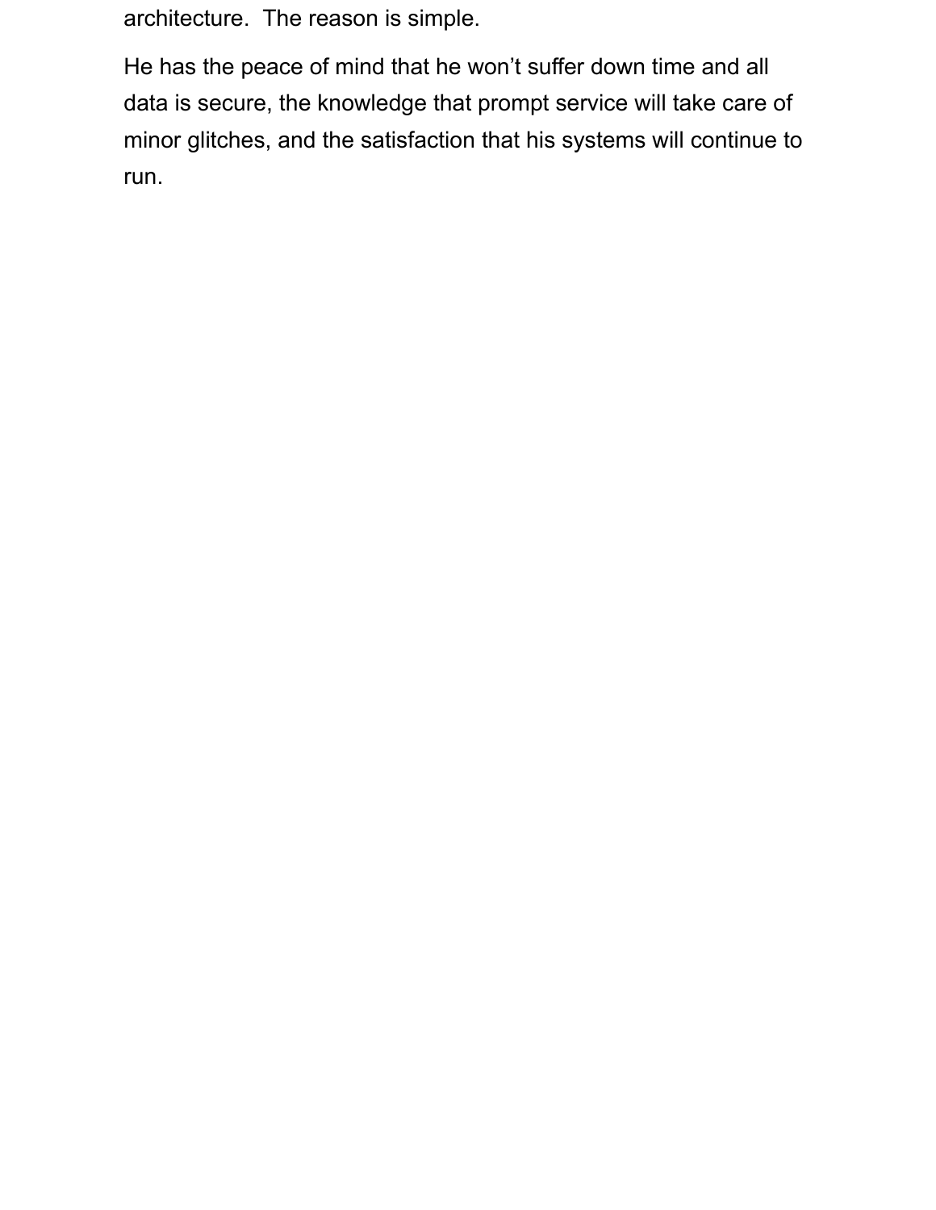architecture.  The reason is simple.

He has the peace of mind that he won't suffer down time and all data is secure, the knowledge that prompt service will take care of minor glitches, and the satisfaction that his systems will continue to run.